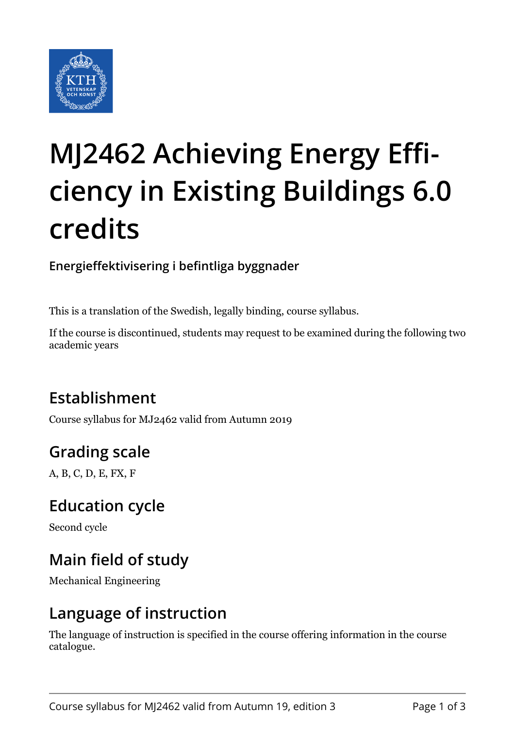# MJ2462 Achieving Energy Efficiency in Existing Buildings 6.0 credits

**Energieffektivisering i befintliga byggnader**

This is a translation of the Swedish, legally binding, course syllabus.

If the course is discontinued, students may request to be examined during the following two academic years

## Establishment

Course syllabus for MJ2462 valid from Autumn 2019

## Grading scale

A, B, C, D, E, FX, F

## Education cycle

Second cycle

## Main field of study

Mechanical Engineering

## Language of instruction

The language of instruction is specified in the course offering information in the course catalogue.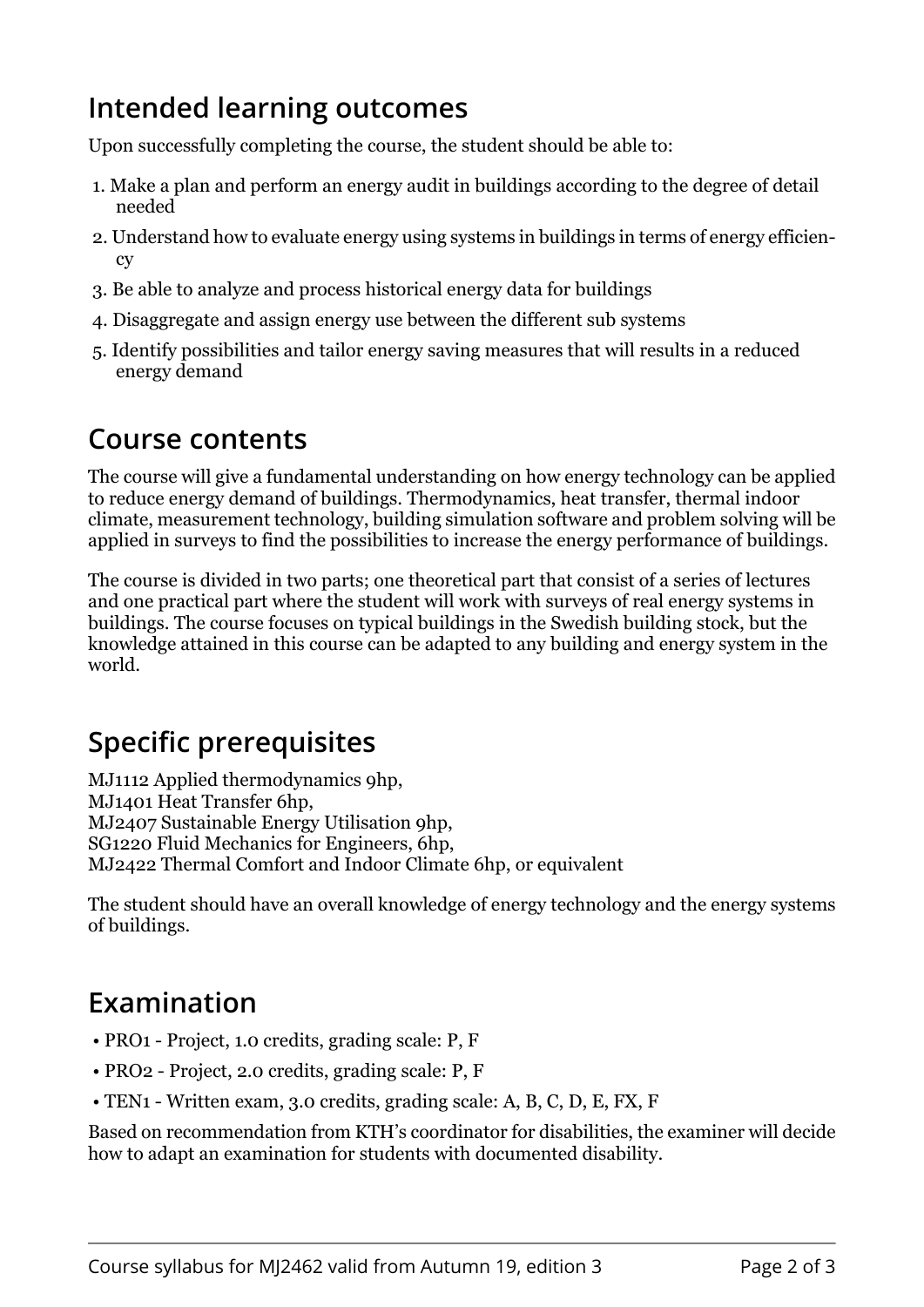## Intended learning outcomes

Upon successfully completing the course, the student should be able to:

1. Make a plan and perform an energy audit in buildings according to the degree of detail needed
2. Understand how to evaluate energy using systems in buildings in terms of energy efficiency
3. Be able to analyze and process historical energy data for buildings
4. Disaggregate and assign energy use between the different sub systems
5. Identify possibilities and tailor energy saving measures that will results in a reduced energy demand

## Course contents

The course will give a fundamental understanding on how energy technology can be applied to reduce energy demand of buildings. Thermodynamics, heat transfer, thermal indoor climate, measurement technology, building simulation software and problem solving will be applied in surveys to find the possibilities to increase the energy performance of buildings.

The course is divided in two parts; one theoretical part that consist of a series of lectures and one practical part where the student will work with surveys of real energy systems in buildings. The course focuses on typical buildings in the Swedish building stock, but the knowledge attained in this course can be adapted to any building and energy system in the world.

## Specific prerequisites

MJ1112 Applied thermodynamics 9hp,
MJ1401 Heat Transfer 6hp,
MJ2407 Sustainable Energy Utilisation 9hp,
SG1220 Fluid Mechanics for Engineers, 6hp,
MJ2422 Thermal Comfort and Indoor Climate 6hp, or equivalent

The student should have an overall knowledge of energy technology and the energy systems of buildings.

## Examination

- PRO1 - Project, 1.0 credits, grading scale: P, F
- PRO2 - Project, 2.0 credits, grading scale: P, F
- TEN1 - Written exam, 3.0 credits, grading scale: A, B, C, D, E, FX, F

Based on recommendation from KTH's coordinator for disabilities, the examiner will decide how to adapt an examination for students with documented disability.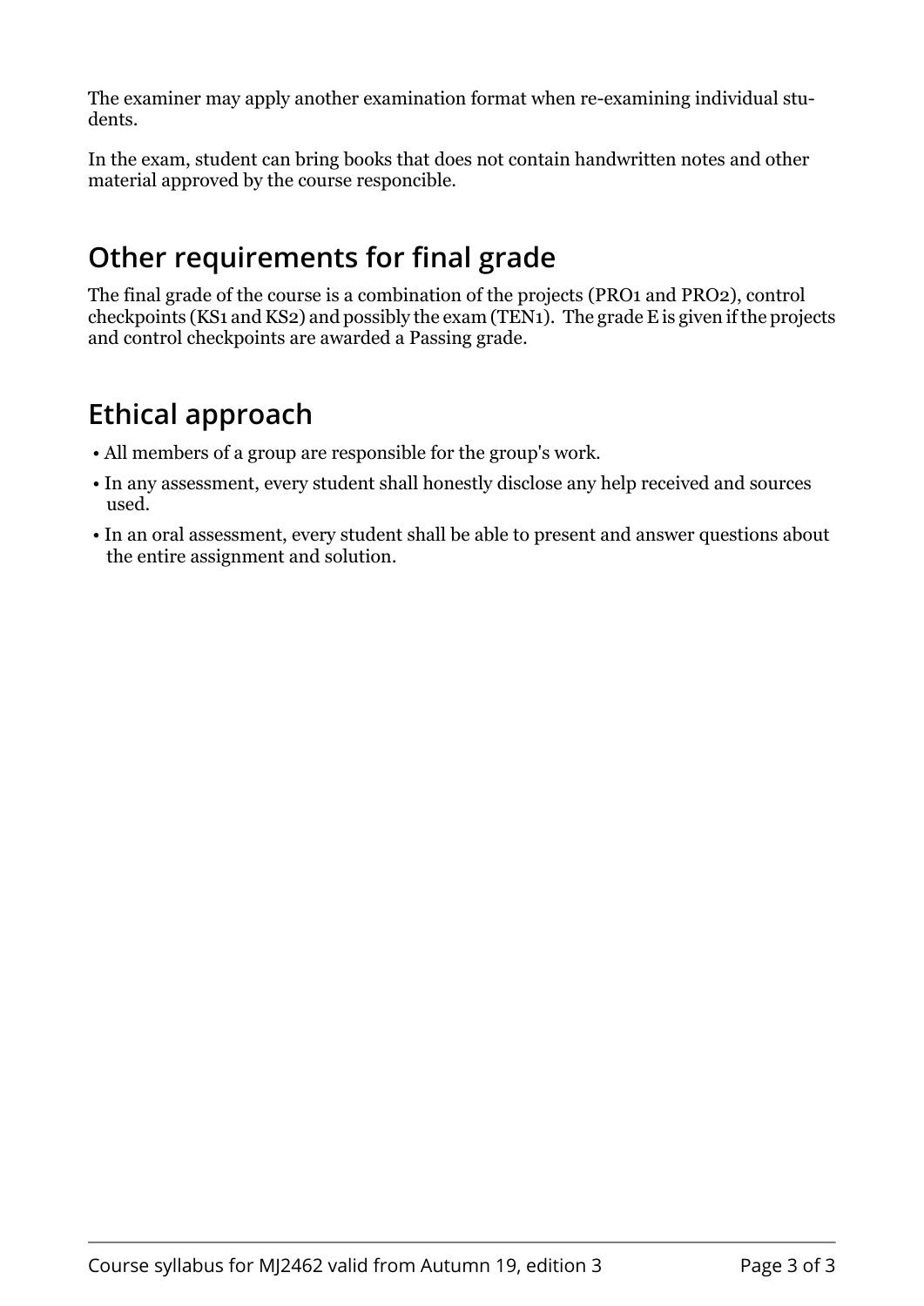The examiner may apply another examination format when re-examining individual students.

In the exam, student can bring books that does not contain handwritten notes and other material approved by the course responcible.

## Other requirements for final grade

The final grade of the course is a combination of the projects (PRO1 and PRO2), control checkpoints (KS1 and KS2) and possibly the exam (TEN1). The grade E is given if the projects and control checkpoints are awarded a Passing grade.

## Ethical approach

- All members of a group are responsible for the group's work.
- In any assessment, every student shall honestly disclose any help received and sources used.
- In an oral assessment, every student shall be able to present and answer questions about the entire assignment and solution.